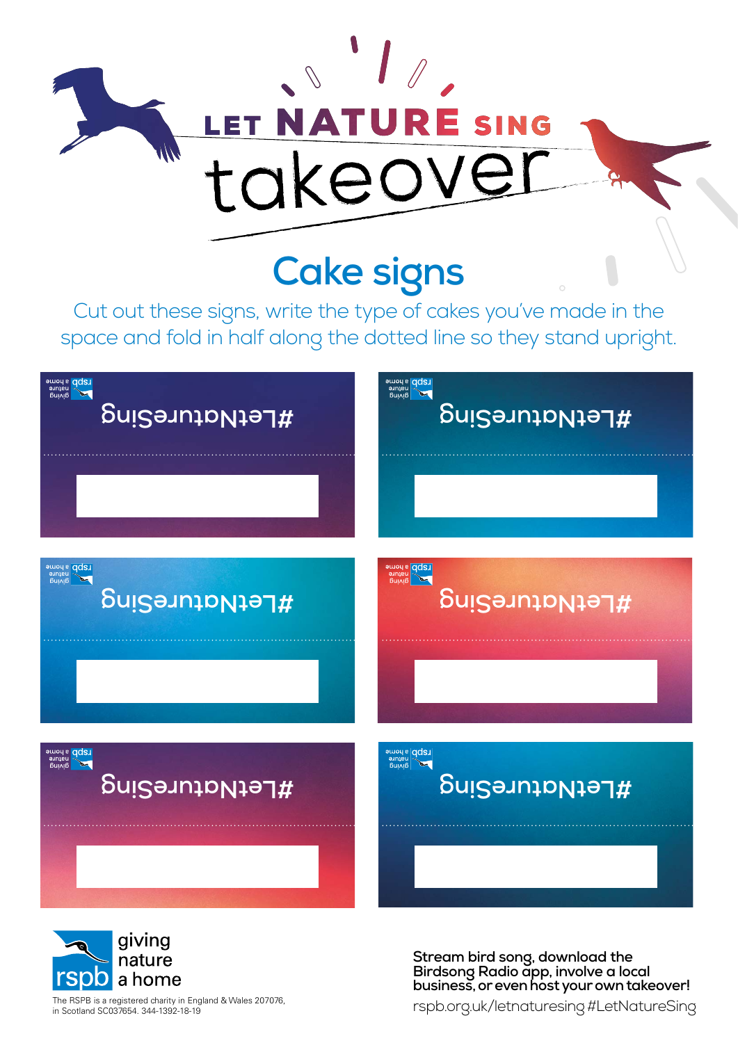# LET NATURE SING takeover

## Cake signs

Cut out these signs, write the type of cakes you've made in the space and fold in half along the dotted line so they stand upright.

#LetNatureSing

#LetNatureSing

#LetNatureSing

#LetNatureSing

#LetNatureSing

#LetNatureSing

rspb giving nature a home

The RSPB is a registered charity in England & Wales 207076, in Scotland SC037654. 344-1392-18-19

**Stream bird song, download the Birdsong Radio app, involve a local business, or even host your own takeover!**

rspb.org.uk/letnaturesing #LetNatureSing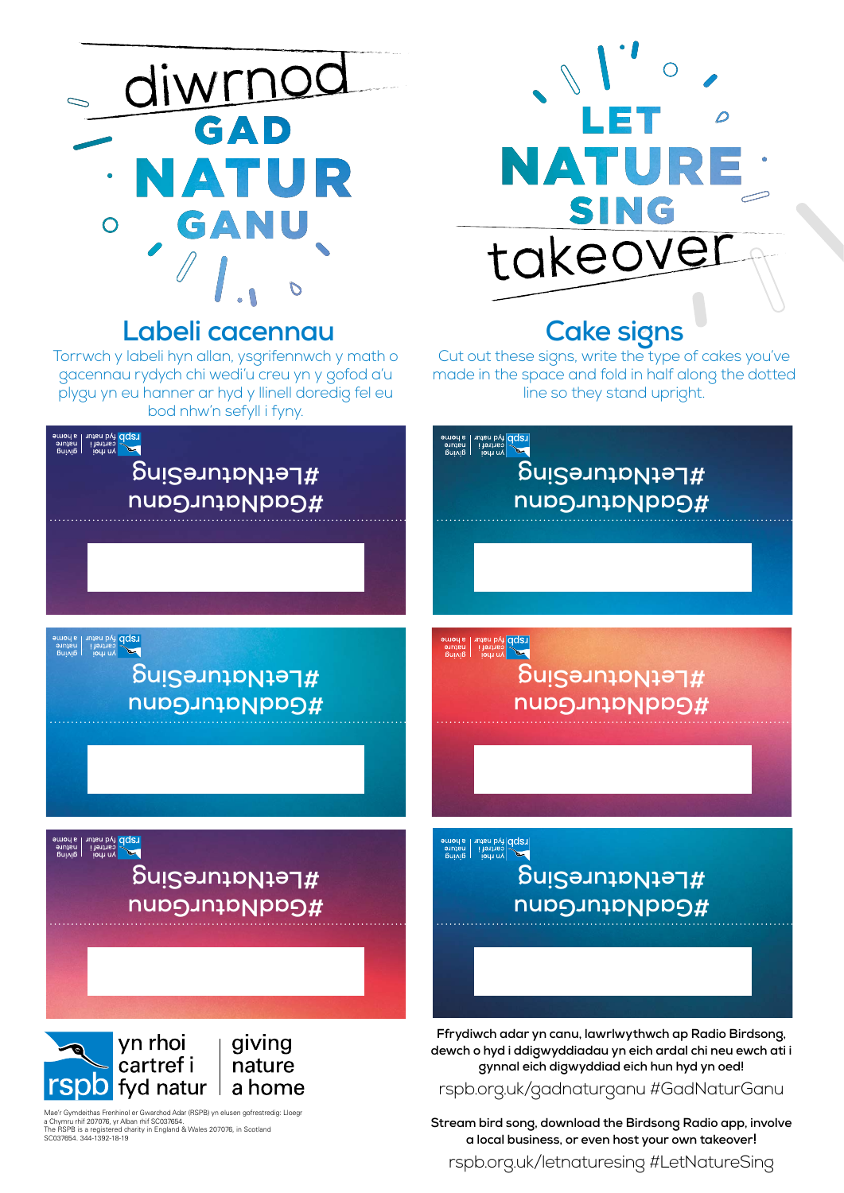# diwrnod GAD NATUR GANU

# LET NATURE SING takeover

## Labeli cacennau

Torrwch y labeli hyn allan, ysgrifennwch y math o gacennau rydych chi wedi'u creu yn y gofod a'u plygu yn eu hanner ar hyd y llinell doredig fel eu bod nhw'n sefyll i fyny.

## Cake signs

Cut out these signs, write the type of cakes you've made in the space and fold in half along the dotted line so they stand upright.

rspb yn rhoi cartref i fyd natur | giving nature a home

#LetNatureSing
#GadNaturGanu

rspb yn rhoi cartref i fyd natur | giving nature a home

#LetNatureSing
#GadNaturGanu

rspb yn rhoi cartref i fyd natur | giving nature a home

#LetNatureSing
#GadNaturGanu

rspb yn rhoi cartref i fyd natur | giving nature a home

#LetNatureSing
#GadNaturGanu

rspb yn rhoi cartref i fyd natur | giving nature a home

#LetNatureSing
#GadNaturGanu

rspb yn rhoi cartref i fyd natur | giving nature a home

#LetNatureSing
#GadNaturGanu

rspb yn rhoi cartref i fyd natur | giving nature a home

Mae'r Gymdeithas Frenhinol er Gwarchod Adar (RSPB) yn elusen gofrestredig: Lloegr a Chymru rhif 207076, yr Alban rhif SC037654.
The RSPB is a registered charity in England & Wales 207076, in Scotland SC037654. 344-1392-18-19

**Ffrydiwch adar yn canu, lawrlwythwch ap Radio Birdsong, dewch o hyd i ddigwyddiadau yn eich ardal chi neu ewch ati i gynnal eich digwyddiad eich hun hyd yn oed!**

rspb.org.uk/gadnaturganu #GadNaturGanu

**Stream bird song, download the Birdsong Radio app, involve a local business, or even host your own takeover!**

rspb.org.uk/letnaturesing #LetNatureSing